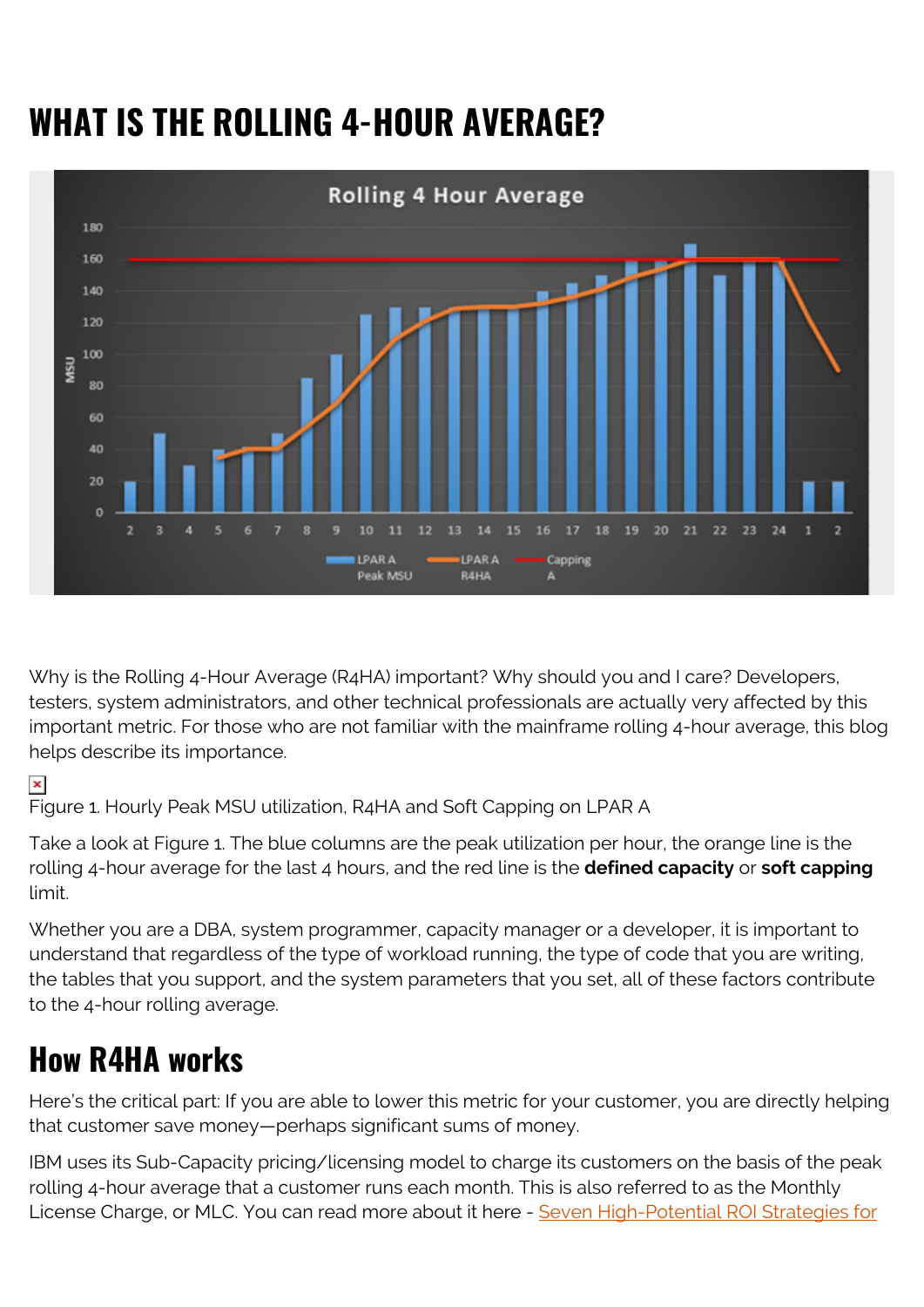# WHAT IS THE ROLLING 4-HOUR AVERAGE?

Why is the Rolling 4-Hour Average (R4HA) important? Why should you and I care? Developers, testers, system administrators, and other technical professionals are actually very affected by this important metric. For those who are not familiar with the mainframe rolling 4-hour average, this blog helps describe its importance.

Figure 1. Hourly Peak MSU utilization, R4HA and Soft Capping on LPAR A

Take a look at Figure 1. The blue columns are the peak utilization per hour, the orange line is the rolling 4-hour average for the last 4 hours, and the red line is the **defined capacity** or **soft capping** limit.

Whether you are a DBA, system programmer, capacity manager or a developer, it is important to understand that regardless of the type of workload running, the type of code that you are writing, the tables that you support, and the system parameters that you set, all of these factors contribute to the 4-hour rolling average.

## How R4HA works

Here's the critical part: If you are able to lower this metric for your customer, you are directly helping that customer save money—perhaps significant sums of money.

IBM uses its Sub-Capacity pricing/licensing model to charge its customers on the basis of the peak rolling 4-hour average that a customer runs each month. This is also referred to as the Monthly License Charge, or MLC. You can read more about it here - Seven High-Potential ROI Strategies for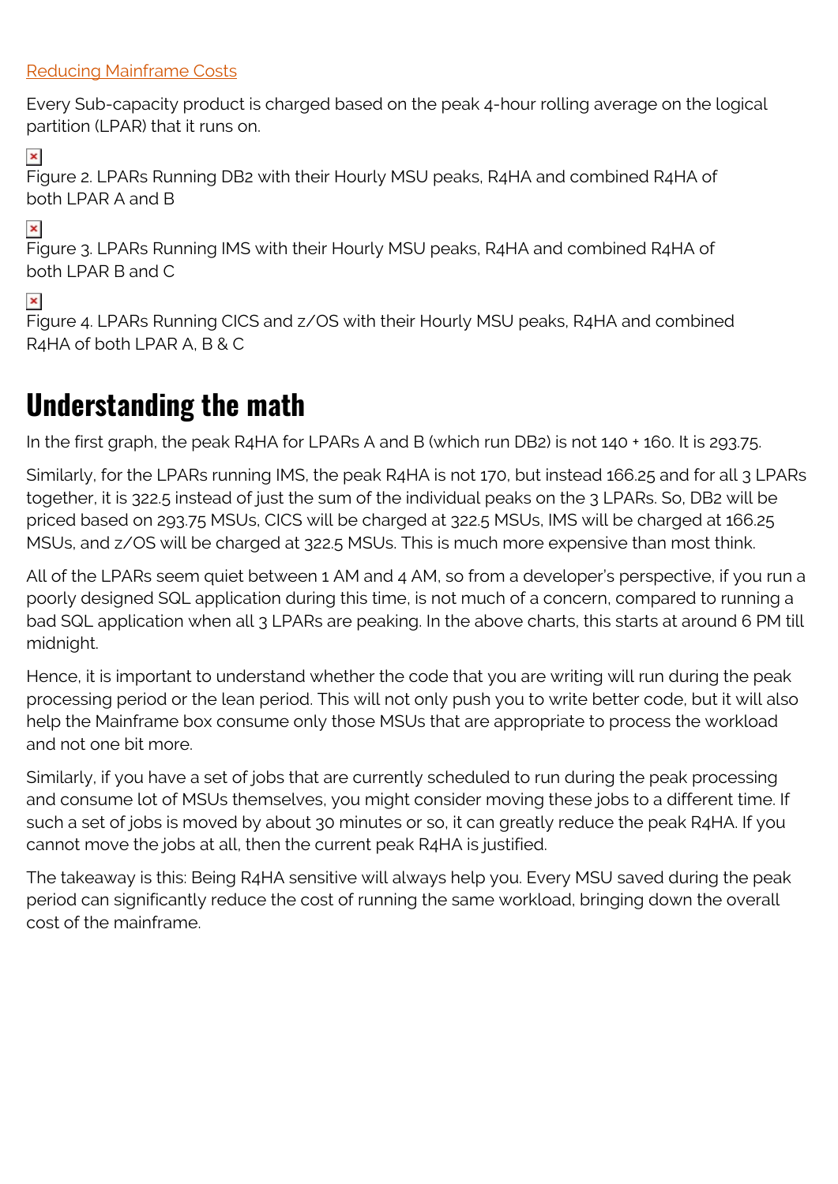[Reducing Mainframe Costs]

Every Sub-capacity product is charged based on the peak 4-hour rolling average on the logical partition (LPAR) that it runs on.

Figure 2. LPARs Running DB2 with their Hourly MSU peaks, R4HA and combined R4HA of both LPAR A and B

Figure 3. LPARs Running IMS with their Hourly MSU peaks, R4HA and combined R4HA of both LPAR B and C

Figure 4. LPARs Running CICS and z/OS with their Hourly MSU peaks, R4HA and combined R4HA of both LPAR A, B & C

## Understanding the math

In the first graph, the peak R4HA for LPARs A and B (which run DB2) is not 140 + 160. It is 293.75.

Similarly, for the LPARs running IMS, the peak R4HA is not 170, but instead 166.25 and for all 3 LPARs together, it is 322.5 instead of just the sum of the individual peaks on the 3 LPARs. So, DB2 will be priced based on 293.75 MSUs, CICS will be charged at 322.5 MSUs, IMS will be charged at 166.25 MSUs, and z/OS will be charged at 322.5 MSUs. This is much more expensive than most think.

All of the LPARs seem quiet between 1 AM and 4 AM, so from a developer's perspective, if you run a poorly designed SQL application during this time, is not much of a concern, compared to running a bad SQL application when all 3 LPARs are peaking. In the above charts, this starts at around 6 PM till midnight.

Hence, it is important to understand whether the code that you are writing will run during the peak processing period or the lean period. This will not only push you to write better code, but it will also help the Mainframe box consume only those MSUs that are appropriate to process the workload and not one bit more.

Similarly, if you have a set of jobs that are currently scheduled to run during the peak processing and consume lot of MSUs themselves, you might consider moving these jobs to a different time. If such a set of jobs is moved by about 30 minutes or so, it can greatly reduce the peak R4HA. If you cannot move the jobs at all, then the current peak R4HA is justified.

The takeaway is this: Being R4HA sensitive will always help you. Every MSU saved during the peak period can significantly reduce the cost of running the same workload, bringing down the overall cost of the mainframe.